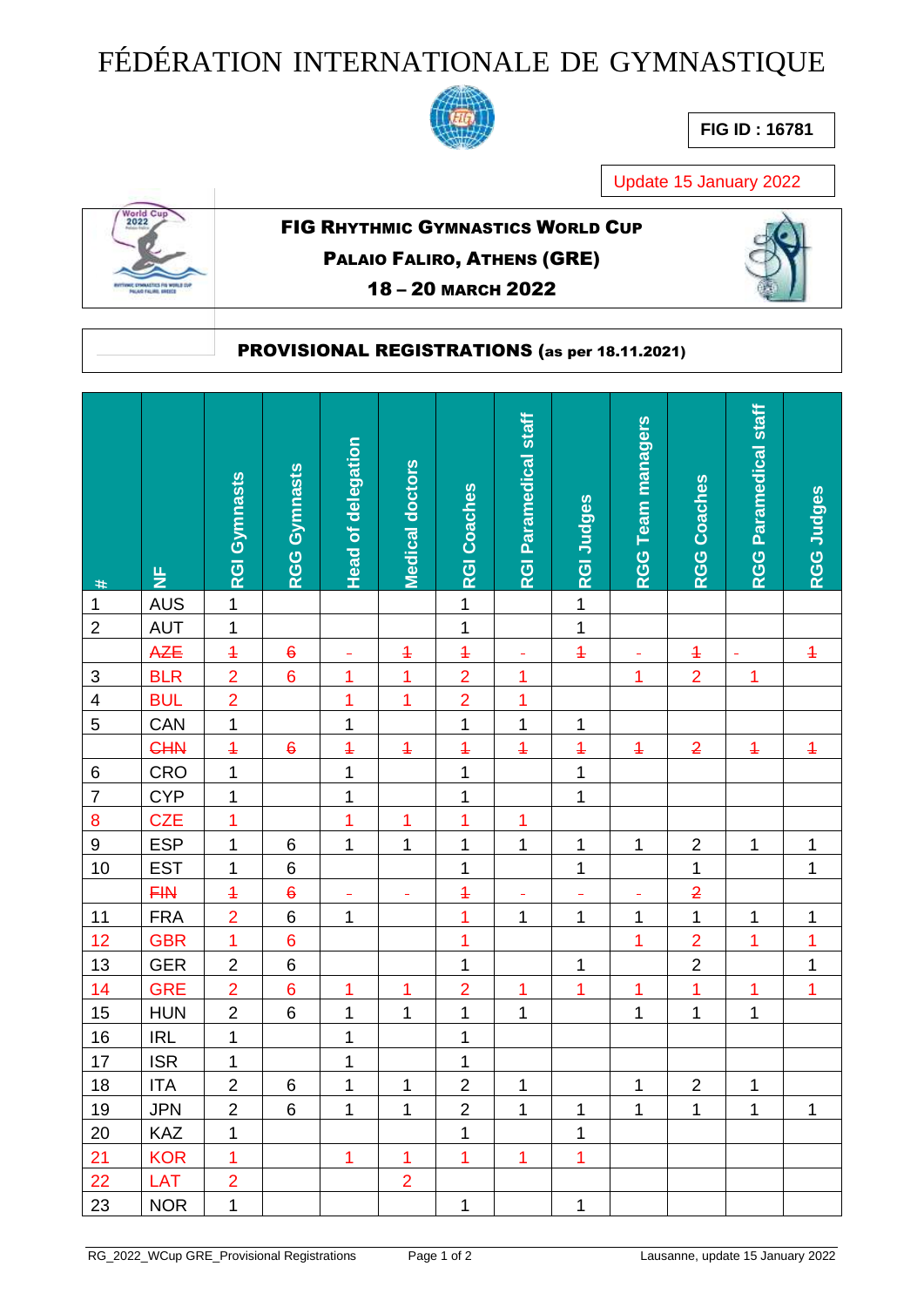# FÉDÉRATION INTERNATIONALE DE GYMNASTIQUE

**FIG ID : 16781**

Update 15 January 2022

**FIG RHYTHMIC GYMNASTICS WORLD CUP**
**PALAIO FALIRO, ATHENS (GRE)**
**18 – 20 MARCH 2022**

**PROVISIONAL REGISTRATIONS (as per 18.11.2021)**

| # | NF | RGI Gymnasts | RGG Gymnasts | Head of delegation | Medical doctors | RGI Coaches | RGI Paramedical staff | RGI Judges | RGG Team managers | RGG Coaches | RGG Paramedical staff | RGG Judges |
|---|---|---|---|---|---|---|---|---|---|---|---|---|
| 1 | AUS | 1 | | | | 1 | | 1 | | | | |
| 2 | AUT | 1 | | | | 1 | | 1 | | | | |
| | ~~AZE~~ | ~~1~~ | ~~6~~ | - | ~~1~~ | ~~1~~ | - | ~~1~~ | - | ~~1~~ | - | ~~1~~ |
| 3 | BLR | 2 | 6 | 1 | 1 | 2 | 1 | | 1 | 2 | 1 | |
| 4 | BUL | 2 | | 1 | 1 | 2 | 1 | | | | | |
| 5 | CAN | 1 | | 1 | | 1 | 1 | 1 | | | | |
| | ~~CHN~~ | ~~1~~ | ~~6~~ | ~~1~~ | ~~1~~ | ~~1~~ | ~~1~~ | ~~1~~ | ~~1~~ | ~~2~~ | ~~1~~ | ~~1~~ |
| 6 | CRO | 1 | | 1 | | 1 | | 1 | | | | |
| 7 | CYP | 1 | | 1 | | 1 | | 1 | | | | |
| 8 | CZE | 1 | | 1 | 1 | 1 | 1 | | | | | |
| 9 | ESP | 1 | 6 | 1 | 1 | 1 | 1 | 1 | 1 | 2 | 1 | 1 |
| 10 | EST | 1 | 6 | | | 1 | | 1 | | 1 | | 1 |
| | ~~FIN~~ | ~~1~~ | ~~6~~ | - | - | ~~1~~ | - | - | - | ~~2~~ | | |
| 11 | FRA | 2 | 6 | 1 | | 1 | 1 | 1 | 1 | 1 | 1 | 1 |
| 12 | GBR | 1 | 6 | | | 1 | | | 1 | 2 | 1 | 1 |
| 13 | GER | 2 | 6 | | | 1 | | 1 | | 2 | | 1 |
| 14 | GRE | 2 | 6 | 1 | 1 | 2 | 1 | 1 | 1 | 1 | 1 | 1 |
| 15 | HUN | 2 | 6 | 1 | 1 | 1 | 1 | | 1 | 1 | 1 | |
| 16 | IRL | 1 | | 1 | | 1 | | | | | | |
| 17 | ISR | 1 | | 1 | | 1 | | | | | | |
| 18 | ITA | 2 | 6 | 1 | 1 | 2 | 1 | | 1 | 2 | 1 | |
| 19 | JPN | 2 | 6 | 1 | 1 | 2 | 1 | 1 | 1 | 1 | 1 | 1 |
| 20 | KAZ | 1 | | | | 1 | | 1 | | | | |
| 21 | KOR | 1 | | 1 | 1 | 1 | 1 | 1 | | | | |
| 22 | LAT | 2 | | | 2 | | | | | | | |
| 23 | NOR | 1 | | | | 1 | | 1 | | | | |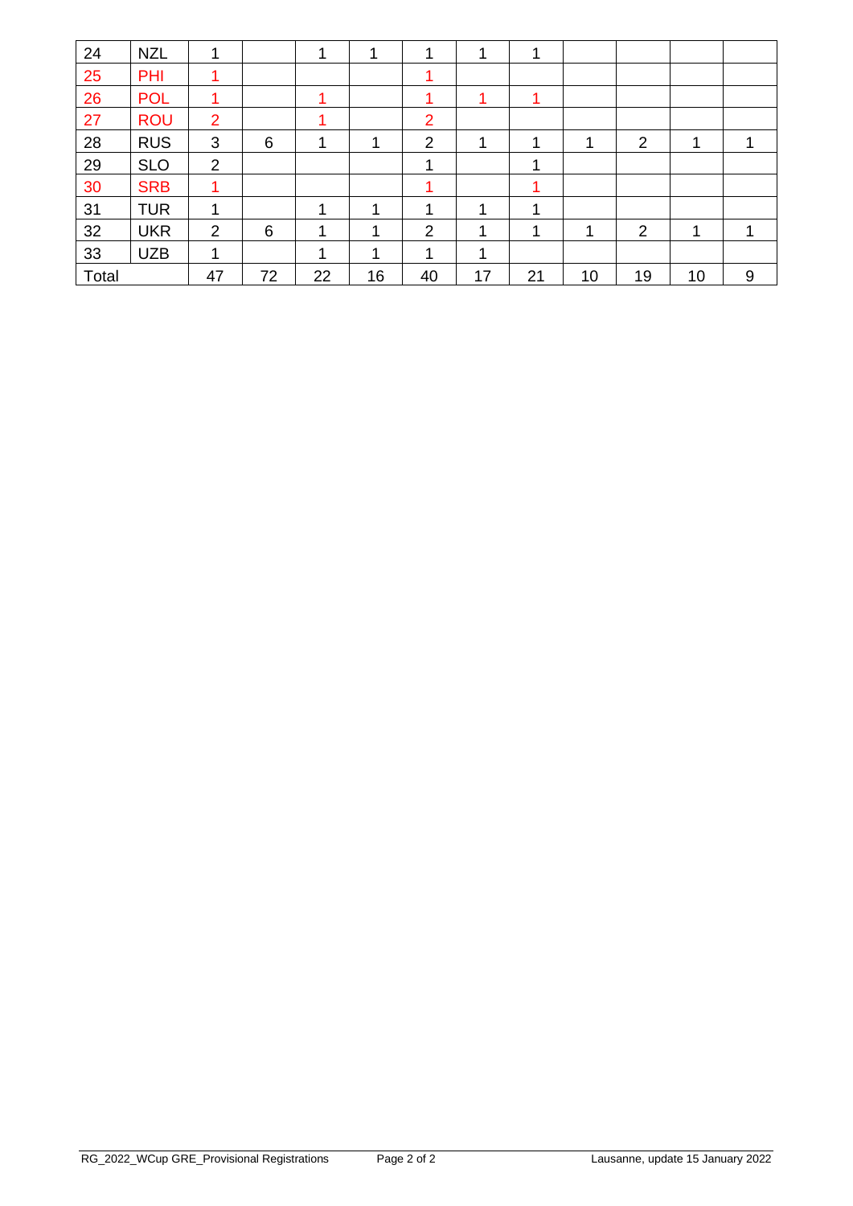| | | | | | | | | | | | | |
|---|---|---|---|---|---|---|---|---|---|---|---|---|
| 24 | NZL | 1 | | 1 | 1 | 1 | 1 | 1 | | | | |
| 25 | PHI | 1 | | | | 1 | | | | | | |
| 26 | POL | 1 | | 1 | | 1 | 1 | 1 | | | | |
| 27 | ROU | 2 | | 1 | | 2 | | | | | | |
| 28 | RUS | 3 | 6 | 1 | 1 | 2 | 1 | 1 | 1 | 2 | 1 | 1 |
| 29 | SLO | 2 | | | | 1 | | 1 | | | | |
| 30 | SRB | 1 | | | | 1 | | 1 | | | | |
| 31 | TUR | 1 | | 1 | 1 | 1 | 1 | 1 | | | | |
| 32 | UKR | 2 | 6 | 1 | 1 | 2 | 1 | 1 | 1 | 2 | 1 | 1 |
| 33 | UZB | 1 | | 1 | 1 | 1 | 1 | | | | | |
| Total | | 47 | 72 | 22 | 16 | 40 | 17 | 21 | 10 | 19 | 10 | 9 |